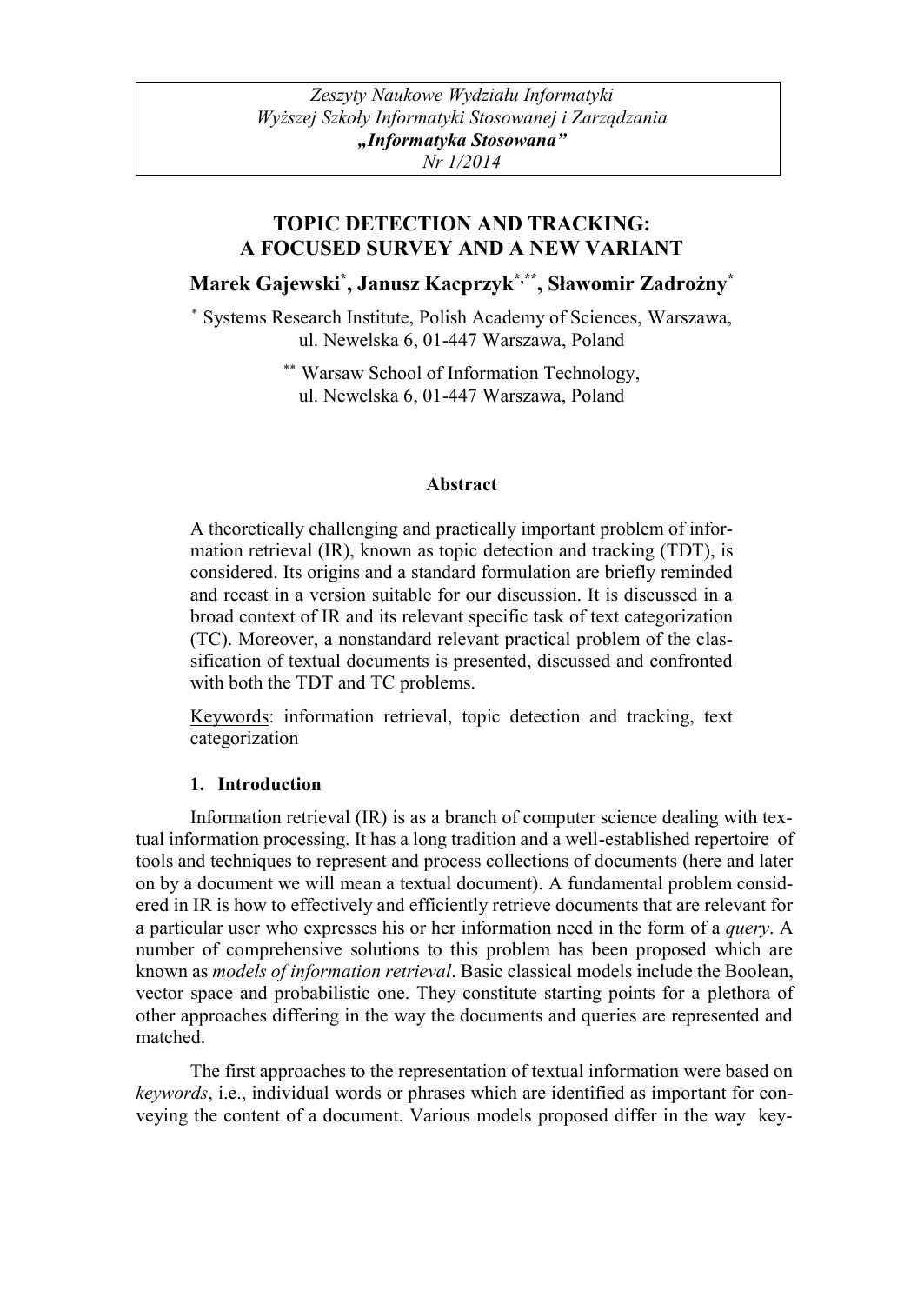*Zeszyty Naukowe Wydziału Informatyki*
*Wyższej Szkoły Informatyki Stosowanej i Zarządzania*
***„Informatyka Stosowana"***
*Nr 1/2014*

# TOPIC DETECTION AND TRACKING: A FOCUSED SURVEY AND A NEW VARIANT

**Marek Gajewski[*], Janusz Kacprzyk[*,**], Sławomir Zadrożny[*]**

[*] Systems Research Institute, Polish Academy of Sciences, Warszawa, ul. Newelska 6, 01-447 Warszawa, Poland

[**] Warsaw School of Information Technology, ul. Newelska 6, 01-447 Warszawa, Poland

### Abstract

A theoretically challenging and practically important problem of information retrieval (IR), known as topic detection and tracking (TDT), is considered. Its origins and a standard formulation are briefly reminded and recast in a version suitable for our discussion. It is discussed in a broad context of IR and its relevant specific task of text categorization (TC). Moreover, a nonstandard relevant practical problem of the classification of textual documents is presented, discussed and confronted with both the TDT and TC problems.

Keywords: information retrieval, topic detection and tracking, text categorization

## 1. Introduction

Information retrieval (IR) is as a branch of computer science dealing with textual information processing. It has a long tradition and a well-established repertoire of tools and techniques to represent and process collections of documents (here and later on by a document we will mean a textual document). A fundamental problem considered in IR is how to effectively and efficiently retrieve documents that are relevant for a particular user who expresses his or her information need in the form of a *query*. A number of comprehensive solutions to this problem has been proposed which are known as *models of information retrieval*. Basic classical models include the Boolean, vector space and probabilistic one. They constitute starting points for a plethora of other approaches differing in the way the documents and queries are represented and matched.

The first approaches to the representation of textual information were based on *keywords*, i.e., individual words or phrases which are identified as important for conveying the content of a document. Various models proposed differ in the way key-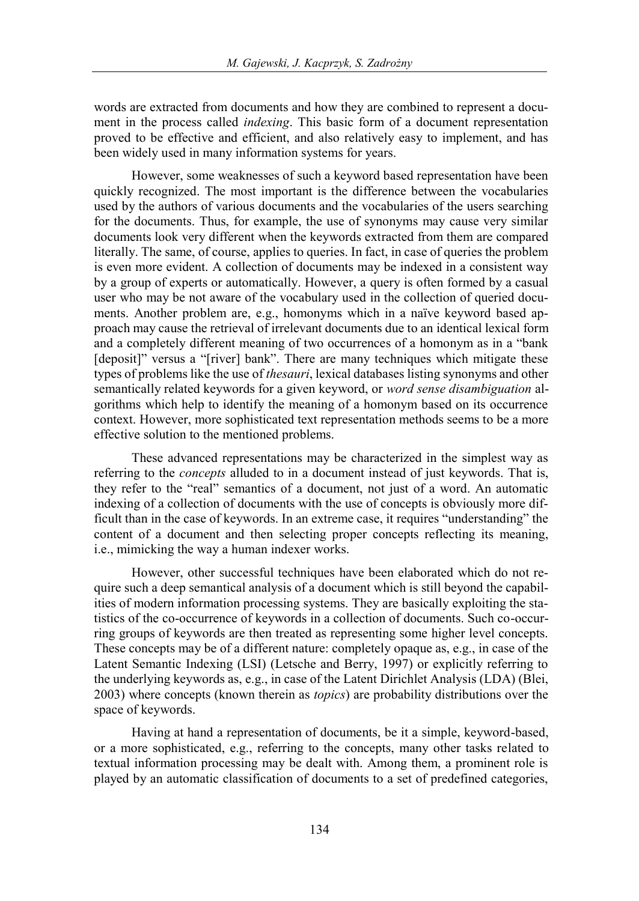words are extracted from documents and how they are combined to represent a document in the process called *indexing*. This basic form of a document representation proved to be effective and efficient, and also relatively easy to implement, and has been widely used in many information systems for years.

However, some weaknesses of such a keyword based representation have been quickly recognized. The most important is the difference between the vocabularies used by the authors of various documents and the vocabularies of the users searching for the documents. Thus, for example, the use of synonyms may cause very similar documents look very different when the keywords extracted from them are compared literally. The same, of course, applies to queries. In fact, in case of queries the problem is even more evident. A collection of documents may be indexed in a consistent way by a group of experts or automatically. However, a query is often formed by a casual user who may be not aware of the vocabulary used in the collection of queried documents. Another problem are, e.g., homonyms which in a naïve keyword based approach may cause the retrieval of irrelevant documents due to an identical lexical form and a completely different meaning of two occurrences of a homonym as in a "bank [deposit]" versus a "[river] bank". There are many techniques which mitigate these types of problems like the use of *thesauri*, lexical databases listing synonyms and other semantically related keywords for a given keyword, or *word sense disambiguation* algorithms which help to identify the meaning of a homonym based on its occurrence context. However, more sophisticated text representation methods seems to be a more effective solution to the mentioned problems.

These advanced representations may be characterized in the simplest way as referring to the *concepts* alluded to in a document instead of just keywords. That is, they refer to the "real" semantics of a document, not just of a word. An automatic indexing of a collection of documents with the use of concepts is obviously more difficult than in the case of keywords. In an extreme case, it requires "understanding" the content of a document and then selecting proper concepts reflecting its meaning, i.e., mimicking the way a human indexer works.

However, other successful techniques have been elaborated which do not require such a deep semantical analysis of a document which is still beyond the capabilities of modern information processing systems. They are basically exploiting the statistics of the co-occurrence of keywords in a collection of documents. Such co-occurring groups of keywords are then treated as representing some higher level concepts. These concepts may be of a different nature: completely opaque as, e.g., in case of the Latent Semantic Indexing (LSI) (Letsche and Berry, 1997) or explicitly referring to the underlying keywords as, e.g., in case of the Latent Dirichlet Analysis (LDA) (Blei, 2003) where concepts (known therein as *topics*) are probability distributions over the space of keywords.

Having at hand a representation of documents, be it a simple, keyword-based, or a more sophisticated, e.g., referring to the concepts, many other tasks related to textual information processing may be dealt with. Among them, a prominent role is played by an automatic classification of documents to a set of predefined categories,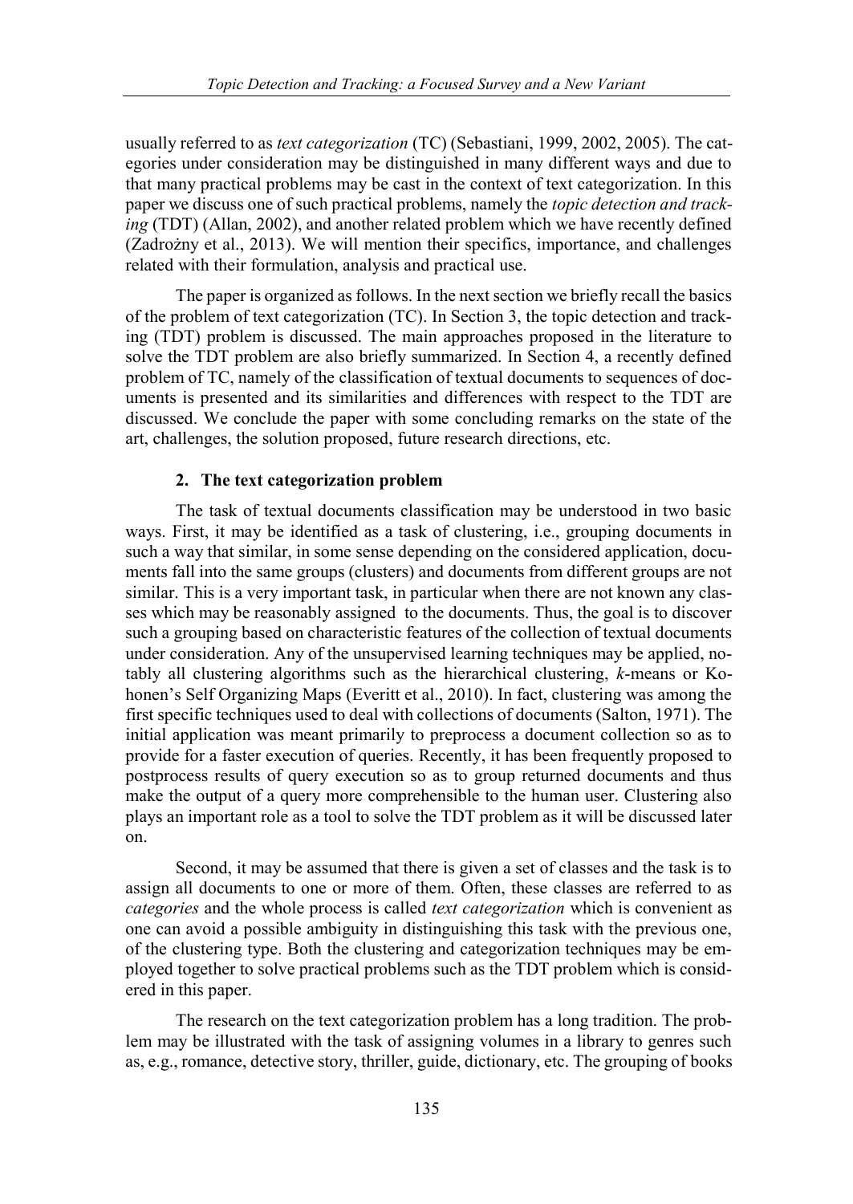usually referred to as *text categorization* (TC) (Sebastiani, 1999, 2002, 2005). The categories under consideration may be distinguished in many different ways and due to that many practical problems may be cast in the context of text categorization. In this paper we discuss one of such practical problems, namely the *topic detection and tracking* (TDT) (Allan, 2002), and another related problem which we have recently defined (Zadrożny et al., 2013). We will mention their specifics, importance, and challenges related with their formulation, analysis and practical use.

The paper is organized as follows. In the next section we briefly recall the basics of the problem of text categorization (TC). In Section 3, the topic detection and tracking (TDT) problem is discussed. The main approaches proposed in the literature to solve the TDT problem are also briefly summarized. In Section 4, a recently defined problem of TC, namely of the classification of textual documents to sequences of documents is presented and its similarities and differences with respect to the TDT are discussed. We conclude the paper with some concluding remarks on the state of the art, challenges, the solution proposed, future research directions, etc.

## 2. The text categorization problem

The task of textual documents classification may be understood in two basic ways. First, it may be identified as a task of clustering, i.e., grouping documents in such a way that similar, in some sense depending on the considered application, documents fall into the same groups (clusters) and documents from different groups are not similar. This is a very important task, in particular when there are not known any classes which may be reasonably assigned to the documents. Thus, the goal is to discover such a grouping based on characteristic features of the collection of textual documents under consideration. Any of the unsupervised learning techniques may be applied, notably all clustering algorithms such as the hierarchical clustering, *k*-means or Kohonen's Self Organizing Maps (Everitt et al., 2010). In fact, clustering was among the first specific techniques used to deal with collections of documents (Salton, 1971). The initial application was meant primarily to preprocess a document collection so as to provide for a faster execution of queries. Recently, it has been frequently proposed to postprocess results of query execution so as to group returned documents and thus make the output of a query more comprehensible to the human user. Clustering also plays an important role as a tool to solve the TDT problem as it will be discussed later on.

Second, it may be assumed that there is given a set of classes and the task is to assign all documents to one or more of them. Often, these classes are referred to as *categories* and the whole process is called *text categorization* which is convenient as one can avoid a possible ambiguity in distinguishing this task with the previous one, of the clustering type. Both the clustering and categorization techniques may be employed together to solve practical problems such as the TDT problem which is considered in this paper.

The research on the text categorization problem has a long tradition. The problem may be illustrated with the task of assigning volumes in a library to genres such as, e.g., romance, detective story, thriller, guide, dictionary, etc. The grouping of books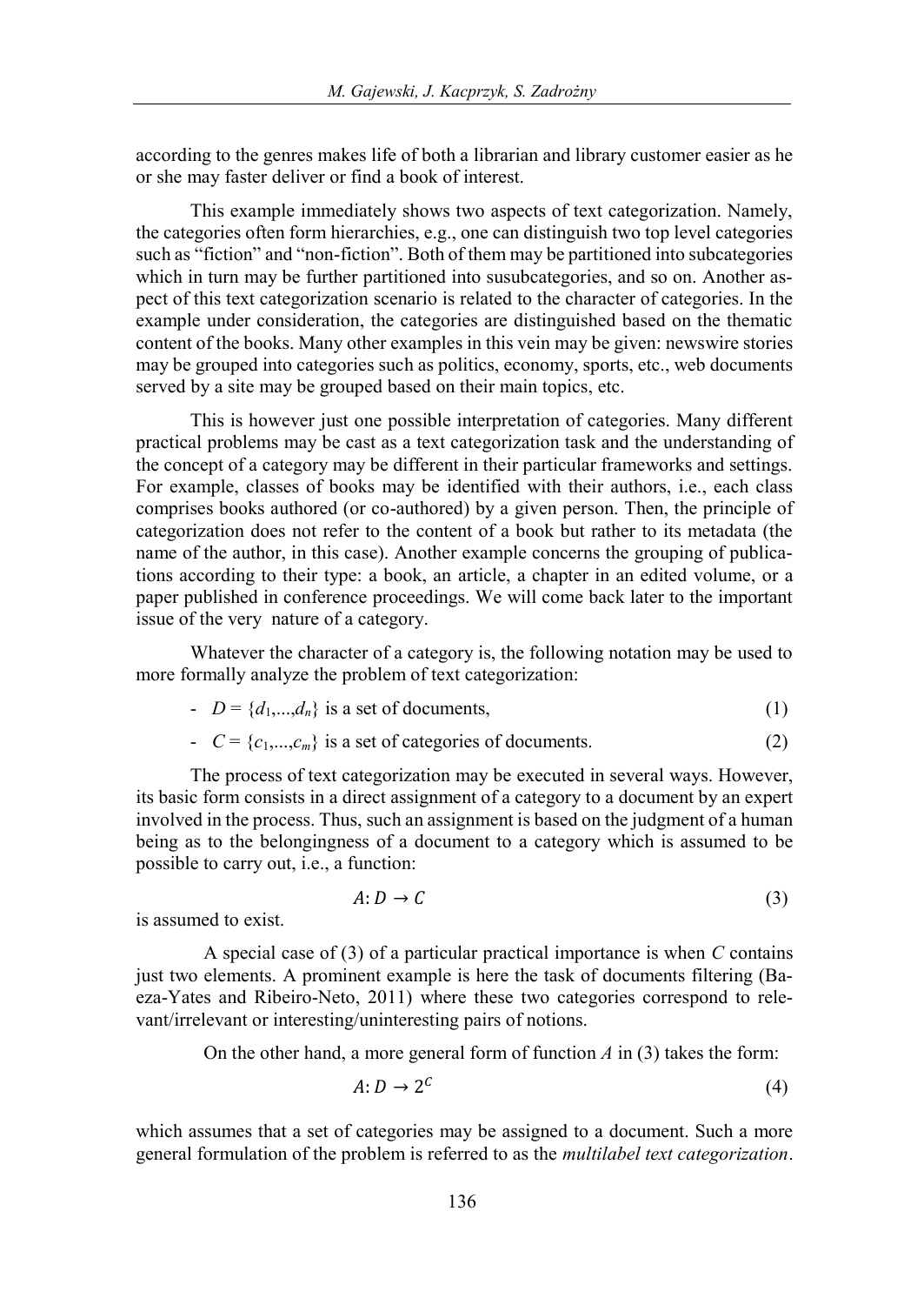according to the genres makes life of both a librarian and library customer easier as he or she may faster deliver or find a book of interest.

This example immediately shows two aspects of text categorization. Namely, the categories often form hierarchies, e.g., one can distinguish two top level categories such as "fiction" and "non-fiction". Both of them may be partitioned into subcategories which in turn may be further partitioned into susubcategories, and so on. Another aspect of this text categorization scenario is related to the character of categories. In the example under consideration, the categories are distinguished based on the thematic content of the books. Many other examples in this vein may be given: newswire stories may be grouped into categories such as politics, economy, sports, etc., web documents served by a site may be grouped based on their main topics, etc.

This is however just one possible interpretation of categories. Many different practical problems may be cast as a text categorization task and the understanding of the concept of a category may be different in their particular frameworks and settings. For example, classes of books may be identified with their authors, i.e., each class comprises books authored (or co-authored) by a given person. Then, the principle of categorization does not refer to the content of a book but rather to its metadata (the name of the author, in this case). Another example concerns the grouping of publications according to their type: a book, an article, a chapter in an edited volume, or a paper published in conference proceedings. We will come back later to the important issue of the very nature of a category.

Whatever the character of a category is, the following notation may be used to more formally analyze the problem of text categorization:

- $D = \{d_1,...,d_n\}$ is a set of documents, (1)
- $C = \{c_1,...,c_m\}$ is a set of categories of documents. (2)

The process of text categorization may be executed in several ways. However, its basic form consists in a direct assignment of a category to a document by an expert involved in the process. Thus, such an assignment is based on the judgment of a human being as to the belongingness of a document to a category which is assumed to be possible to carry out, i.e., a function:

$$A: D \to C \tag{3}$$

is assumed to exist.

A special case of (3) of a particular practical importance is when $C$ contains just two elements. A prominent example is here the task of documents filtering (Baeza-Yates and Ribeiro-Neto, 2011) where these two categories correspond to relevant/irrelevant or interesting/uninteresting pairs of notions.

On the other hand, a more general form of function $A$ in (3) takes the form:

$$A: D \to 2^C \tag{4}$$

which assumes that a set of categories may be assigned to a document. Such a more general formulation of the problem is referred to as the *multilabel text categorization*.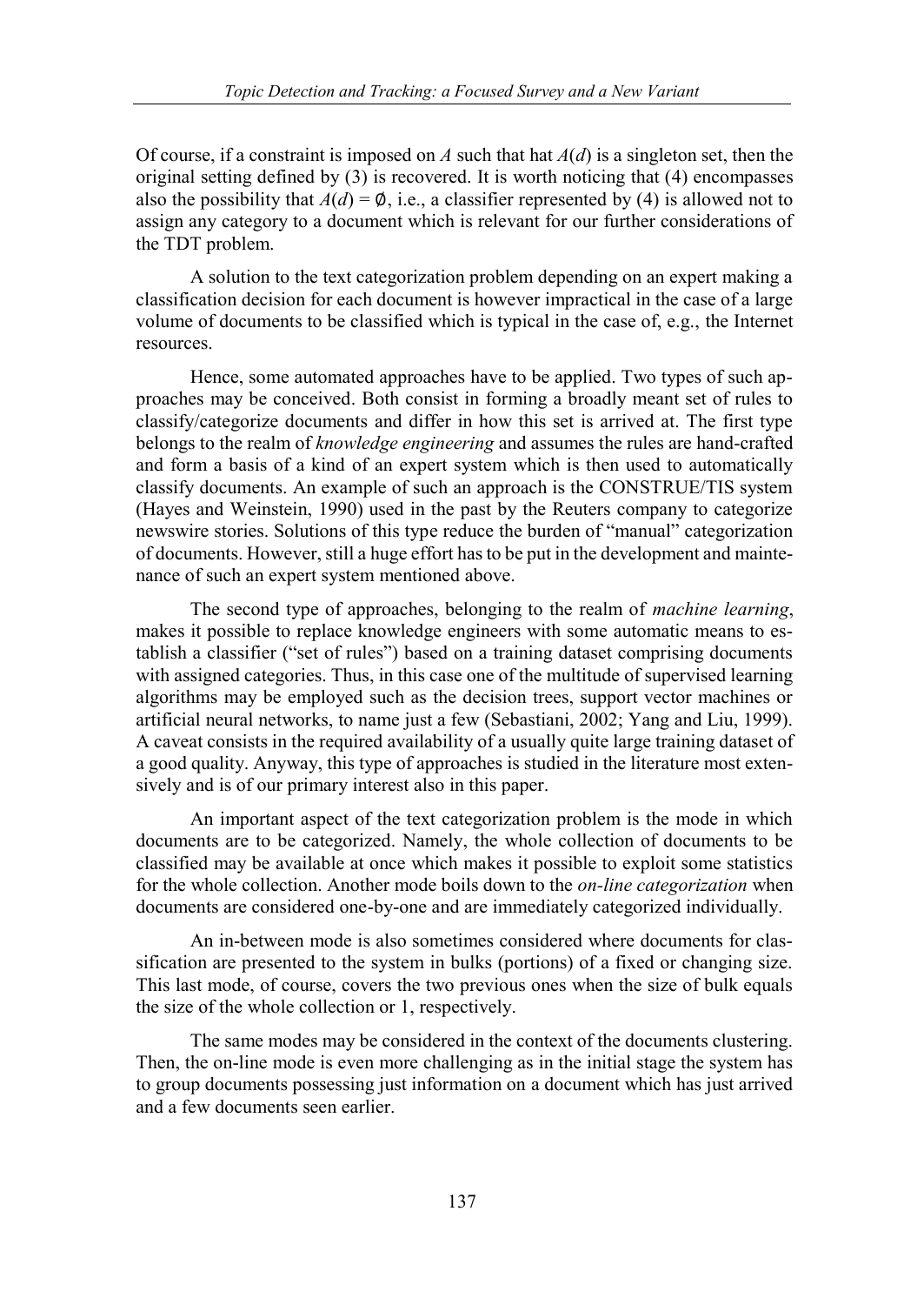Of course, if a constraint is imposed on $A$ such that hat $A(d)$ is a singleton set, then the original setting defined by (3) is recovered. It is worth noticing that (4) encompasses also the possibility that $A(d) = \emptyset$, i.e., a classifier represented by (4) is allowed not to assign any category to a document which is relevant for our further considerations of the TDT problem.

A solution to the text categorization problem depending on an expert making a classification decision for each document is however impractical in the case of a large volume of documents to be classified which is typical in the case of, e.g., the Internet resources.

Hence, some automated approaches have to be applied. Two types of such approaches may be conceived. Both consist in forming a broadly meant set of rules to classify/categorize documents and differ in how this set is arrived at. The first type belongs to the realm of *knowledge engineering* and assumes the rules are hand-crafted and form a basis of a kind of an expert system which is then used to automatically classify documents. An example of such an approach is the CONSTRUE/TIS system (Hayes and Weinstein, 1990) used in the past by the Reuters company to categorize newswire stories. Solutions of this type reduce the burden of "manual" categorization of documents. However, still a huge effort has to be put in the development and maintenance of such an expert system mentioned above.

The second type of approaches, belonging to the realm of *machine learning*, makes it possible to replace knowledge engineers with some automatic means to establish a classifier ("set of rules") based on a training dataset comprising documents with assigned categories. Thus, in this case one of the multitude of supervised learning algorithms may be employed such as the decision trees, support vector machines or artificial neural networks, to name just a few (Sebastiani, 2002; Yang and Liu, 1999). A caveat consists in the required availability of a usually quite large training dataset of a good quality. Anyway, this type of approaches is studied in the literature most extensively and is of our primary interest also in this paper.

An important aspect of the text categorization problem is the mode in which documents are to be categorized. Namely, the whole collection of documents to be classified may be available at once which makes it possible to exploit some statistics for the whole collection. Another mode boils down to the *on-line categorization* when documents are considered one-by-one and are immediately categorized individually.

An in-between mode is also sometimes considered where documents for classification are presented to the system in bulks (portions) of a fixed or changing size. This last mode, of course, covers the two previous ones when the size of bulk equals the size of the whole collection or 1, respectively.

The same modes may be considered in the context of the documents clustering. Then, the on-line mode is even more challenging as in the initial stage the system has to group documents possessing just information on a document which has just arrived and a few documents seen earlier.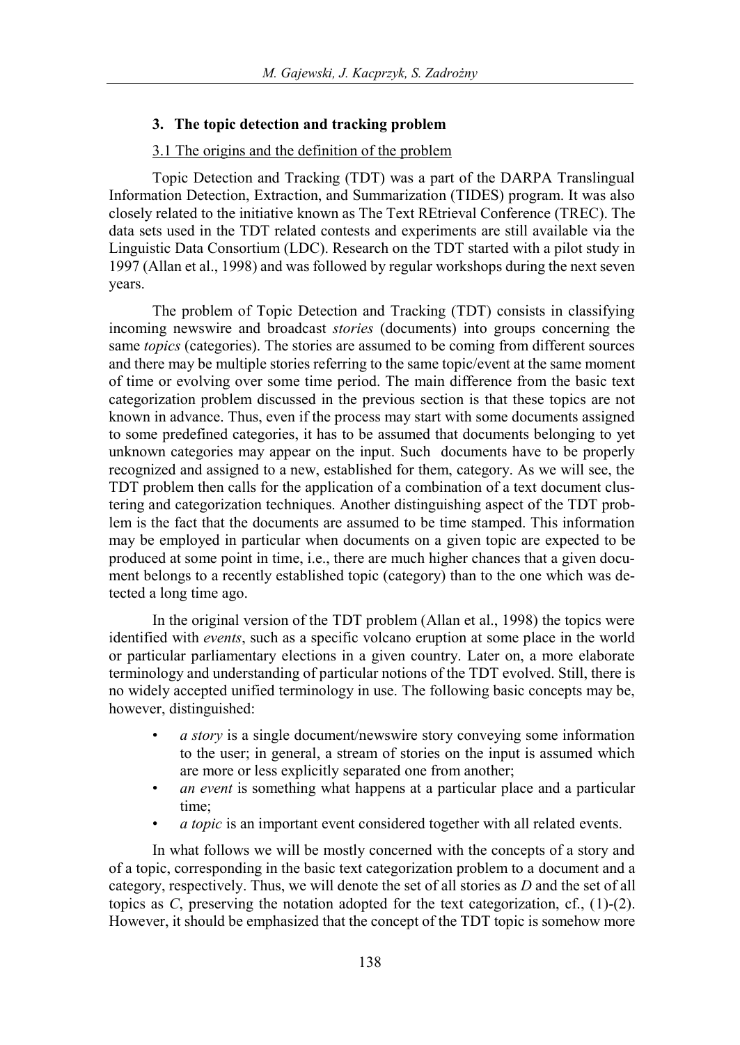## 3. The topic detection and tracking problem

### 3.1 The origins and the definition of the problem

Topic Detection and Tracking (TDT) was a part of the DARPA Translingual Information Detection, Extraction, and Summarization (TIDES) program. It was also closely related to the initiative known as The Text REtrieval Conference (TREC). The data sets used in the TDT related contests and experiments are still available via the Linguistic Data Consortium (LDC). Research on the TDT started with a pilot study in 1997 (Allan et al., 1998) and was followed by regular workshops during the next seven years.

The problem of Topic Detection and Tracking (TDT) consists in classifying incoming newswire and broadcast *stories* (documents) into groups concerning the same *topics* (categories). The stories are assumed to be coming from different sources and there may be multiple stories referring to the same topic/event at the same moment of time or evolving over some time period. The main difference from the basic text categorization problem discussed in the previous section is that these topics are not known in advance. Thus, even if the process may start with some documents assigned to some predefined categories, it has to be assumed that documents belonging to yet unknown categories may appear on the input. Such documents have to be properly recognized and assigned to a new, established for them, category. As we will see, the TDT problem then calls for the application of a combination of a text document clustering and categorization techniques. Another distinguishing aspect of the TDT problem is the fact that the documents are assumed to be time stamped. This information may be employed in particular when documents on a given topic are expected to be produced at some point in time, i.e., there are much higher chances that a given document belongs to a recently established topic (category) than to the one which was detected a long time ago.

In the original version of the TDT problem (Allan et al., 1998) the topics were identified with *events*, such as a specific volcano eruption at some place in the world or particular parliamentary elections in a given country. Later on, a more elaborate terminology and understanding of particular notions of the TDT evolved. Still, there is no widely accepted unified terminology in use. The following basic concepts may be, however, distinguished:

- *a story* is a single document/newswire story conveying some information to the user; in general, a stream of stories on the input is assumed which are more or less explicitly separated one from another;
- *an event* is something what happens at a particular place and a particular time;
- *a topic* is an important event considered together with all related events.

In what follows we will be mostly concerned with the concepts of a story and of a topic, corresponding in the basic text categorization problem to a document and a category, respectively. Thus, we will denote the set of all stories as $D$ and the set of all topics as $C$, preserving the notation adopted for the text categorization, cf., (1)-(2). However, it should be emphasized that the concept of the TDT topic is somehow more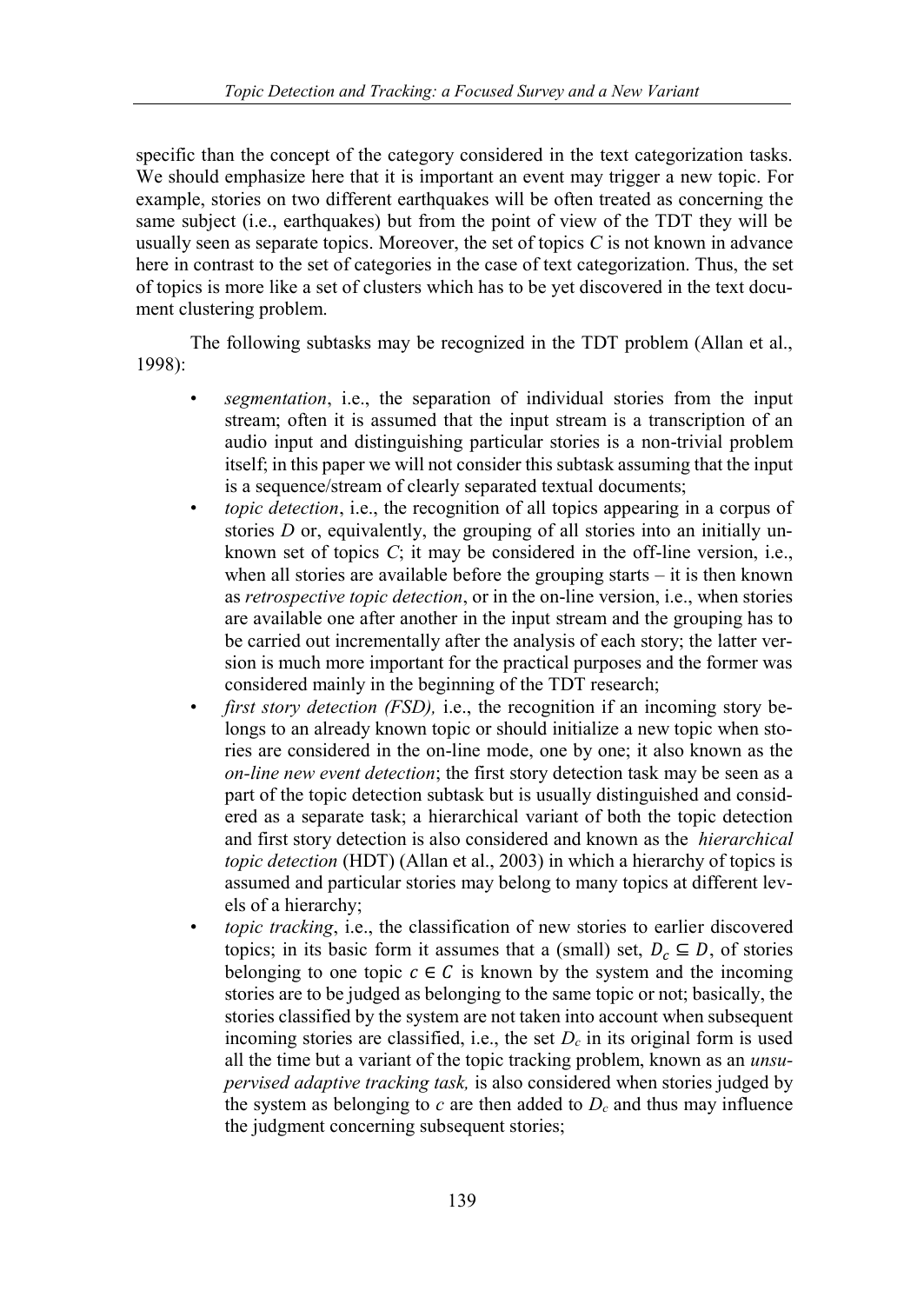specific than the concept of the category considered in the text categorization tasks. We should emphasize here that it is important an event may trigger a new topic. For example, stories on two different earthquakes will be often treated as concerning the same subject (i.e., earthquakes) but from the point of view of the TDT they will be usually seen as separate topics. Moreover, the set of topics *C* is not known in advance here in contrast to the set of categories in the case of text categorization. Thus, the set of topics is more like a set of clusters which has to be yet discovered in the text document clustering problem.

The following subtasks may be recognized in the TDT problem (Allan et al., 1998):

- *segmentation*, i.e., the separation of individual stories from the input stream; often it is assumed that the input stream is a transcription of an audio input and distinguishing particular stories is a non-trivial problem itself; in this paper we will not consider this subtask assuming that the input is a sequence/stream of clearly separated textual documents;
- *topic detection*, i.e., the recognition of all topics appearing in a corpus of stories *D* or, equivalently, the grouping of all stories into an initially unknown set of topics *C*; it may be considered in the off-line version, i.e., when all stories are available before the grouping starts – it is then known as *retrospective topic detection*, or in the on-line version, i.e., when stories are available one after another in the input stream and the grouping has to be carried out incrementally after the analysis of each story; the latter version is much more important for the practical purposes and the former was considered mainly in the beginning of the TDT research;
- *first story detection (FSD),* i.e., the recognition if an incoming story belongs to an already known topic or should initialize a new topic when stories are considered in the on-line mode, one by one; it also known as the *on-line new event detection*; the first story detection task may be seen as a part of the topic detection subtask but is usually distinguished and considered as a separate task; a hierarchical variant of both the topic detection and first story detection is also considered and known as the *hierarchical topic detection* (HDT) (Allan et al., 2003) in which a hierarchy of topics is assumed and particular stories may belong to many topics at different levels of a hierarchy;
- *topic tracking*, i.e., the classification of new stories to earlier discovered topics; in its basic form it assumes that a (small) set, $D_c \subseteq D$, of stories belonging to one topic $c \in C$ is known by the system and the incoming stories are to be judged as belonging to the same topic or not; basically, the stories classified by the system are not taken into account when subsequent incoming stories are classified, i.e., the set $D_c$ in its original form is used all the time but a variant of the topic tracking problem, known as an *unsupervised adaptive tracking task,* is also considered when stories judged by the system as belonging to $c$ are then added to $D_c$ and thus may influence the judgment concerning subsequent stories;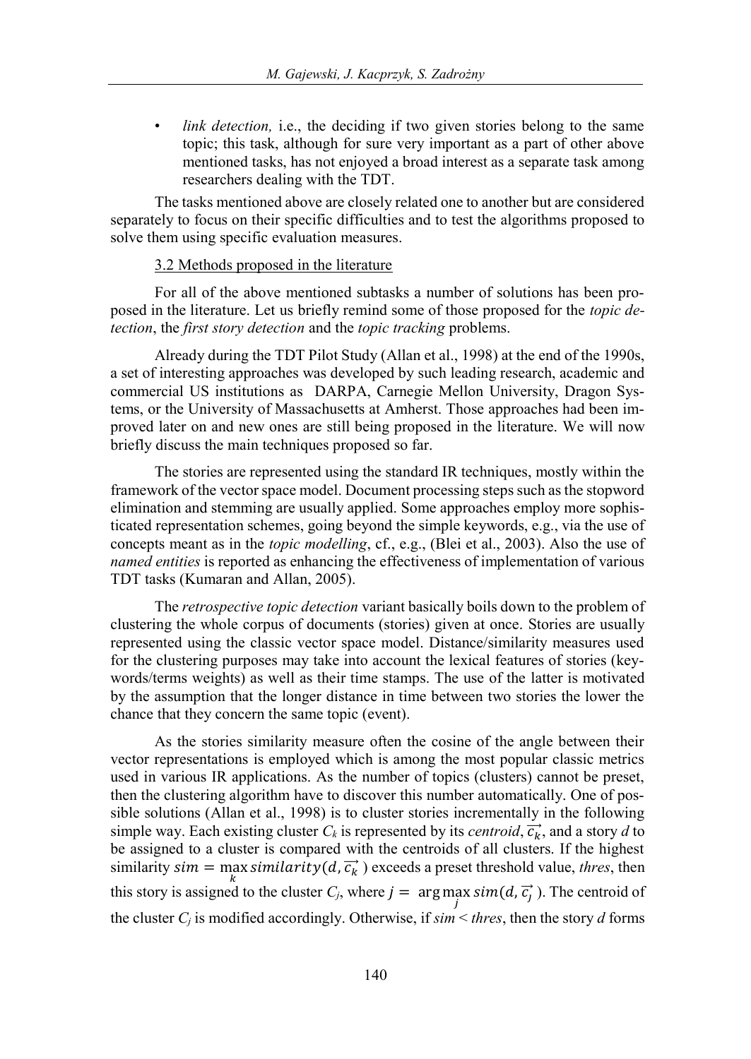- *link detection,* i.e., the deciding if two given stories belong to the same topic; this task, although for sure very important as a part of other above mentioned tasks, has not enjoyed a broad interest as a separate task among researchers dealing with the TDT.

The tasks mentioned above are closely related one to another but are considered separately to focus on their specific difficulties and to test the algorithms proposed to solve them using specific evaluation measures.

### 3.2 Methods proposed in the literature

For all of the above mentioned subtasks a number of solutions has been proposed in the literature. Let us briefly remind some of those proposed for the *topic detection*, the *first story detection* and the *topic tracking* problems.

Already during the TDT Pilot Study (Allan et al., 1998) at the end of the 1990s, a set of interesting approaches was developed by such leading research, academic and commercial US institutions as DARPA, Carnegie Mellon University, Dragon Systems, or the University of Massachusetts at Amherst. Those approaches had been improved later on and new ones are still being proposed in the literature. We will now briefly discuss the main techniques proposed so far.

The stories are represented using the standard IR techniques, mostly within the framework of the vector space model. Document processing steps such as the stopword elimination and stemming are usually applied. Some approaches employ more sophisticated representation schemes, going beyond the simple keywords, e.g., via the use of concepts meant as in the *topic modelling*, cf., e.g., (Blei et al., 2003). Also the use of *named entities* is reported as enhancing the effectiveness of implementation of various TDT tasks (Kumaran and Allan, 2005).

The *retrospective topic detection* variant basically boils down to the problem of clustering the whole corpus of documents (stories) given at once. Stories are usually represented using the classic vector space model. Distance/similarity measures used for the clustering purposes may take into account the lexical features of stories (keywords/terms weights) as well as their time stamps. The use of the latter is motivated by the assumption that the longer distance in time between two stories the lower the chance that they concern the same topic (event).

As the stories similarity measure often the cosine of the angle between their vector representations is employed which is among the most popular classic metrics used in various IR applications. As the number of topics (clusters) cannot be preset, then the clustering algorithm have to discover this number automatically. One of possible solutions (Allan et al., 1998) is to cluster stories incrementally in the following simple way. Each existing cluster $C_k$ is represented by its *centroid*, $\overrightarrow{c_k}$, and a story $d$ to be assigned to a cluster is compared with the centroids of all clusters. If the highest similarity $sim = \max_k similarity(d, \overrightarrow{c_k})$ exceeds a preset threshold value, *thres*, then this story is assigned to the cluster $C_j$, where $j = \arg\max_j sim(d, \overrightarrow{c_j})$. The centroid of the cluster $C_j$ is modified accordingly. Otherwise, if $sim < thres$, then the story $d$ forms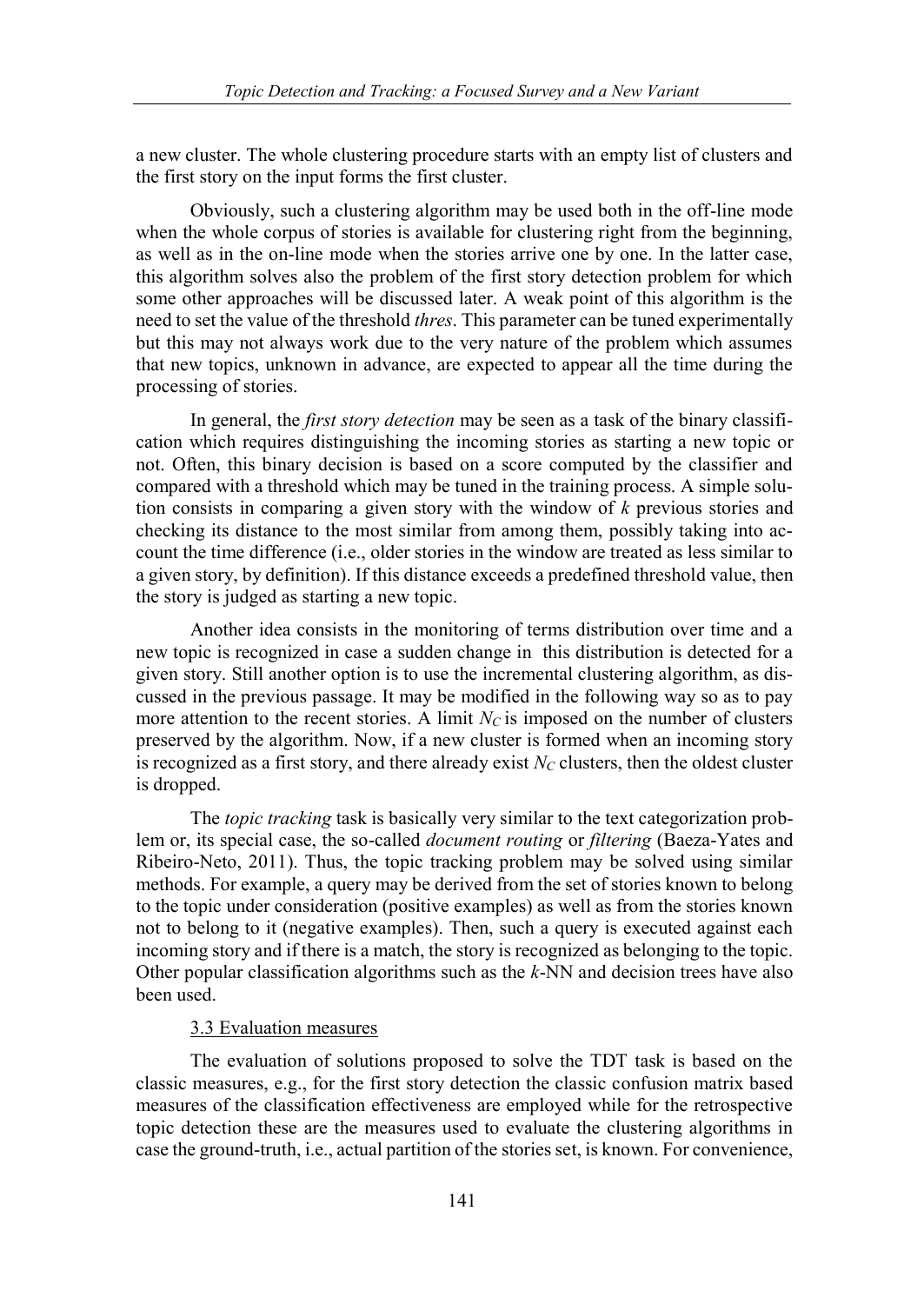a new cluster. The whole clustering procedure starts with an empty list of clusters and the first story on the input forms the first cluster.

Obviously, such a clustering algorithm may be used both in the off-line mode when the whole corpus of stories is available for clustering right from the beginning, as well as in the on-line mode when the stories arrive one by one. In the latter case, this algorithm solves also the problem of the first story detection problem for which some other approaches will be discussed later. A weak point of this algorithm is the need to set the value of the threshold *thres*. This parameter can be tuned experimentally but this may not always work due to the very nature of the problem which assumes that new topics, unknown in advance, are expected to appear all the time during the processing of stories.

In general, the *first story detection* may be seen as a task of the binary classification which requires distinguishing the incoming stories as starting a new topic or not. Often, this binary decision is based on a score computed by the classifier and compared with a threshold which may be tuned in the training process. A simple solution consists in comparing a given story with the window of $k$ previous stories and checking its distance to the most similar from among them, possibly taking into account the time difference (i.e., older stories in the window are treated as less similar to a given story, by definition). If this distance exceeds a predefined threshold value, then the story is judged as starting a new topic.

Another idea consists in the monitoring of terms distribution over time and a new topic is recognized in case a sudden change in this distribution is detected for a given story. Still another option is to use the incremental clustering algorithm, as discussed in the previous passage. It may be modified in the following way so as to pay more attention to the recent stories. A limit $N_C$ is imposed on the number of clusters preserved by the algorithm. Now, if a new cluster is formed when an incoming story is recognized as a first story, and there already exist $N_C$ clusters, then the oldest cluster is dropped.

The *topic tracking* task is basically very similar to the text categorization problem or, its special case, the so-called *document routing* or *filtering* (Baeza-Yates and Ribeiro-Neto, 2011). Thus, the topic tracking problem may be solved using similar methods. For example, a query may be derived from the set of stories known to belong to the topic under consideration (positive examples) as well as from the stories known not to belong to it (negative examples). Then, such a query is executed against each incoming story and if there is a match, the story is recognized as belonging to the topic. Other popular classification algorithms such as the $k$-NN and decision trees have also been used.

### 3.3 Evaluation measures

The evaluation of solutions proposed to solve the TDT task is based on the classic measures, e.g., for the first story detection the classic confusion matrix based measures of the classification effectiveness are employed while for the retrospective topic detection these are the measures used to evaluate the clustering algorithms in case the ground-truth, i.e., actual partition of the stories set, is known. For convenience,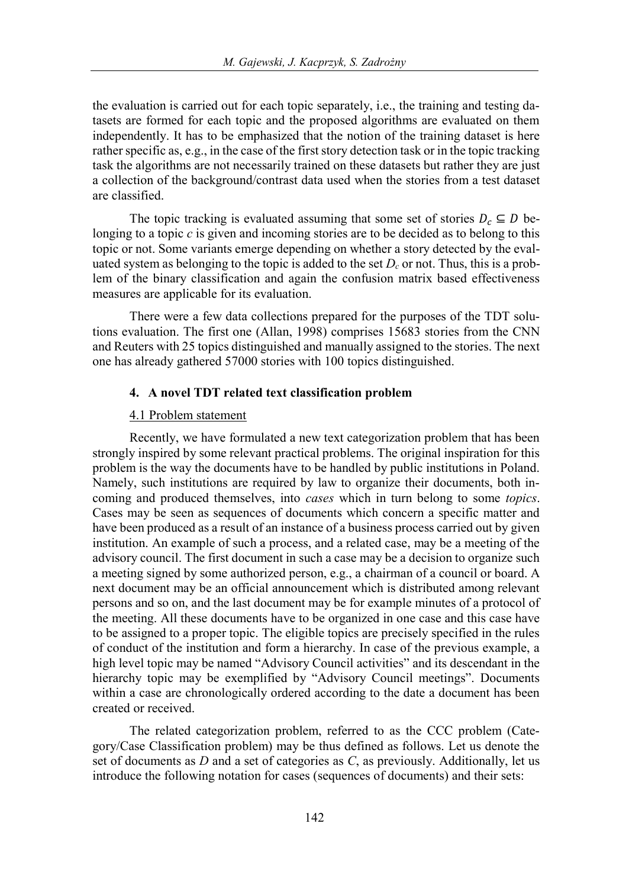the evaluation is carried out for each topic separately, i.e., the training and testing datasets are formed for each topic and the proposed algorithms are evaluated on them independently. It has to be emphasized that the notion of the training dataset is here rather specific as, e.g., in the case of the first story detection task or in the topic tracking task the algorithms are not necessarily trained on these datasets but rather they are just a collection of the background/contrast data used when the stories from a test dataset are classified.

The topic tracking is evaluated assuming that some set of stories $D_c \subseteq D$ belonging to a topic $c$ is given and incoming stories are to be decided as to belong to this topic or not. Some variants emerge depending on whether a story detected by the evaluated system as belonging to the topic is added to the set $D_c$ or not. Thus, this is a problem of the binary classification and again the confusion matrix based effectiveness measures are applicable for its evaluation.

There were a few data collections prepared for the purposes of the TDT solutions evaluation. The first one (Allan, 1998) comprises 15683 stories from the CNN and Reuters with 25 topics distinguished and manually assigned to the stories. The next one has already gathered 57000 stories with 100 topics distinguished.

## 4. A novel TDT related text classification problem

### 4.1 Problem statement

Recently, we have formulated a new text categorization problem that has been strongly inspired by some relevant practical problems. The original inspiration for this problem is the way the documents have to be handled by public institutions in Poland. Namely, such institutions are required by law to organize their documents, both incoming and produced themselves, into *cases* which in turn belong to some *topics*. Cases may be seen as sequences of documents which concern a specific matter and have been produced as a result of an instance of a business process carried out by given institution. An example of such a process, and a related case, may be a meeting of the advisory council. The first document in such a case may be a decision to organize such a meeting signed by some authorized person, e.g., a chairman of a council or board. A next document may be an official announcement which is distributed among relevant persons and so on, and the last document may be for example minutes of a protocol of the meeting. All these documents have to be organized in one case and this case have to be assigned to a proper topic. The eligible topics are precisely specified in the rules of conduct of the institution and form a hierarchy. In case of the previous example, a high level topic may be named "Advisory Council activities" and its descendant in the hierarchy topic may be exemplified by "Advisory Council meetings". Documents within a case are chronologically ordered according to the date a document has been created or received.

The related categorization problem, referred to as the CCC problem (Category/Case Classification problem) may be thus defined as follows. Let us denote the set of documents as $D$ and a set of categories as $C$, as previously. Additionally, let us introduce the following notation for cases (sequences of documents) and their sets: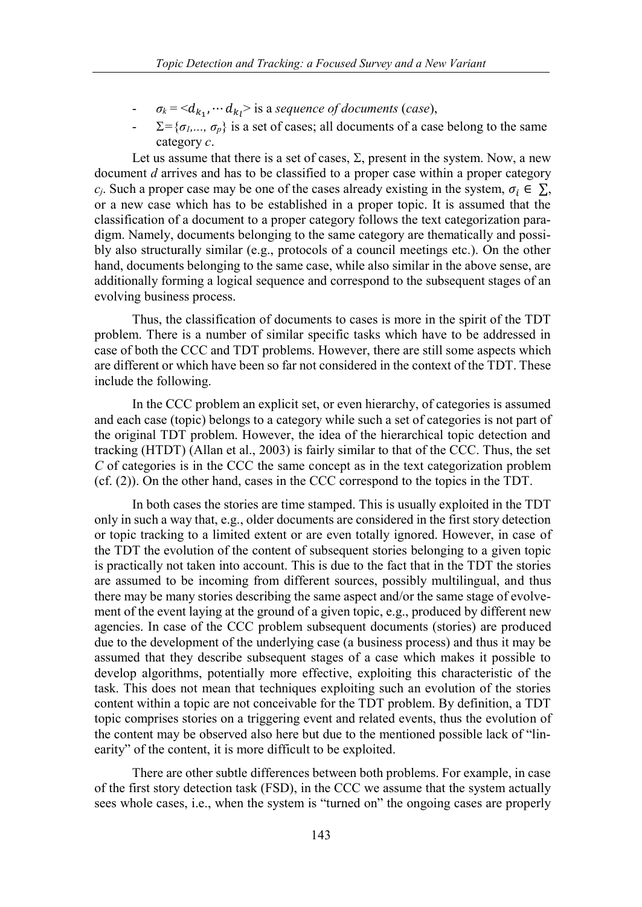- $\sigma_k = \langle d_{k_1}, \cdots d_{k_l} \rangle$ is a *sequence of documents* (*case*),
- $\Sigma = \{\sigma_1, \ldots, \sigma_p\}$ is a set of cases; all documents of a case belong to the same category $c$.

Let us assume that there is a set of cases, $\Sigma$, present in the system. Now, a new document $d$ arrives and has to be classified to a proper case within a proper category $c_j$. Such a proper case may be one of the cases already existing in the system, $\sigma_i \in \Sigma$, or a new case which has to be established in a proper topic. It is assumed that the classification of a document to a proper category follows the text categorization paradigm. Namely, documents belonging to the same category are thematically and possibly also structurally similar (e.g., protocols of a council meetings etc.). On the other hand, documents belonging to the same case, while also similar in the above sense, are additionally forming a logical sequence and correspond to the subsequent stages of an evolving business process.

Thus, the classification of documents to cases is more in the spirit of the TDT problem. There is a number of similar specific tasks which have to be addressed in case of both the CCC and TDT problems. However, there are still some aspects which are different or which have been so far not considered in the context of the TDT. These include the following.

In the CCC problem an explicit set, or even hierarchy, of categories is assumed and each case (topic) belongs to a category while such a set of categories is not part of the original TDT problem. However, the idea of the hierarchical topic detection and tracking (HTDT) (Allan et al., 2003) is fairly similar to that of the CCC. Thus, the set $C$ of categories is in the CCC the same concept as in the text categorization problem (cf. (2)). On the other hand, cases in the CCC correspond to the topics in the TDT.

In both cases the stories are time stamped. This is usually exploited in the TDT only in such a way that, e.g., older documents are considered in the first story detection or topic tracking to a limited extent or are even totally ignored. However, in case of the TDT the evolution of the content of subsequent stories belonging to a given topic is practically not taken into account. This is due to the fact that in the TDT the stories are assumed to be incoming from different sources, possibly multilingual, and thus there may be many stories describing the same aspect and/or the same stage of evolvement of the event laying at the ground of a given topic, e.g., produced by different new agencies. In case of the CCC problem subsequent documents (stories) are produced due to the development of the underlying case (a business process) and thus it may be assumed that they describe subsequent stages of a case which makes it possible to develop algorithms, potentially more effective, exploiting this characteristic of the task. This does not mean that techniques exploiting such an evolution of the stories content within a topic are not conceivable for the TDT problem. By definition, a TDT topic comprises stories on a triggering event and related events, thus the evolution of the content may be observed also here but due to the mentioned possible lack of "linearity" of the content, it is more difficult to be exploited.

There are other subtle differences between both problems. For example, in case of the first story detection task (FSD), in the CCC we assume that the system actually sees whole cases, i.e., when the system is "turned on" the ongoing cases are properly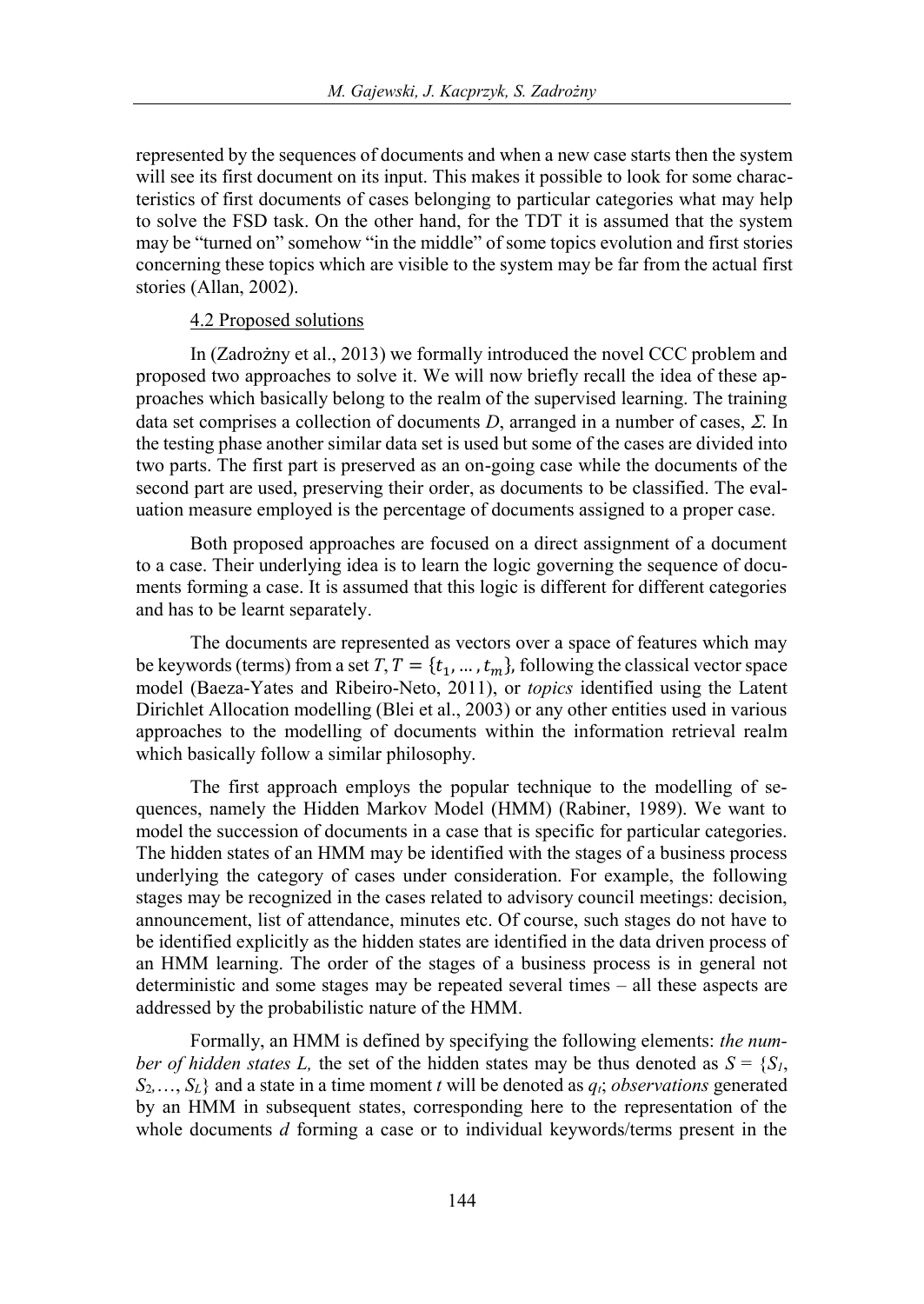represented by the sequences of documents and when a new case starts then the system will see its first document on its input. This makes it possible to look for some characteristics of first documents of cases belonging to particular categories what may help to solve the FSD task. On the other hand, for the TDT it is assumed that the system may be "turned on" somehow "in the middle" of some topics evolution and first stories concerning these topics which are visible to the system may be far from the actual first stories (Allan, 2002).

### 4.2 Proposed solutions

In (Zadrożny et al., 2013) we formally introduced the novel CCC problem and proposed two approaches to solve it. We will now briefly recall the idea of these approaches which basically belong to the realm of the supervised learning. The training data set comprises a collection of documents *D*, arranged in a number of cases, *Σ*. In the testing phase another similar data set is used but some of the cases are divided into two parts. The first part is preserved as an on-going case while the documents of the second part are used, preserving their order, as documents to be classified. The evaluation measure employed is the percentage of documents assigned to a proper case.

Both proposed approaches are focused on a direct assignment of a document to a case. Their underlying idea is to learn the logic governing the sequence of documents forming a case. It is assumed that this logic is different for different categories and has to be learnt separately.

The documents are represented as vectors over a space of features which may be keywords (terms) from a set $T$, $T = \{t_1, \ldots, t_m\}$, following the classical vector space model (Baeza-Yates and Ribeiro-Neto, 2011), or *topics* identified using the Latent Dirichlet Allocation modelling (Blei et al., 2003) or any other entities used in various approaches to the modelling of documents within the information retrieval realm which basically follow a similar philosophy.

The first approach employs the popular technique to the modelling of sequences, namely the Hidden Markov Model (HMM) (Rabiner, 1989). We want to model the succession of documents in a case that is specific for particular categories. The hidden states of an HMM may be identified with the stages of a business process underlying the category of cases under consideration. For example, the following stages may be recognized in the cases related to advisory council meetings: decision, announcement, list of attendance, minutes etc. Of course, such stages do not have to be identified explicitly as the hidden states are identified in the data driven process of an HMM learning. The order of the stages of a business process is in general not deterministic and some stages may be repeated several times – all these aspects are addressed by the probabilistic nature of the HMM.

Formally, an HMM is defined by specifying the following elements: *the number of hidden states L,* the set of the hidden states may be thus denoted as $S = \{S_1, S_2, \ldots, S_L\}$ and a state in a time moment $t$ will be denoted as $q_t$; *observations* generated by an HMM in subsequent states, corresponding here to the representation of the whole documents $d$ forming a case or to individual keywords/terms present in the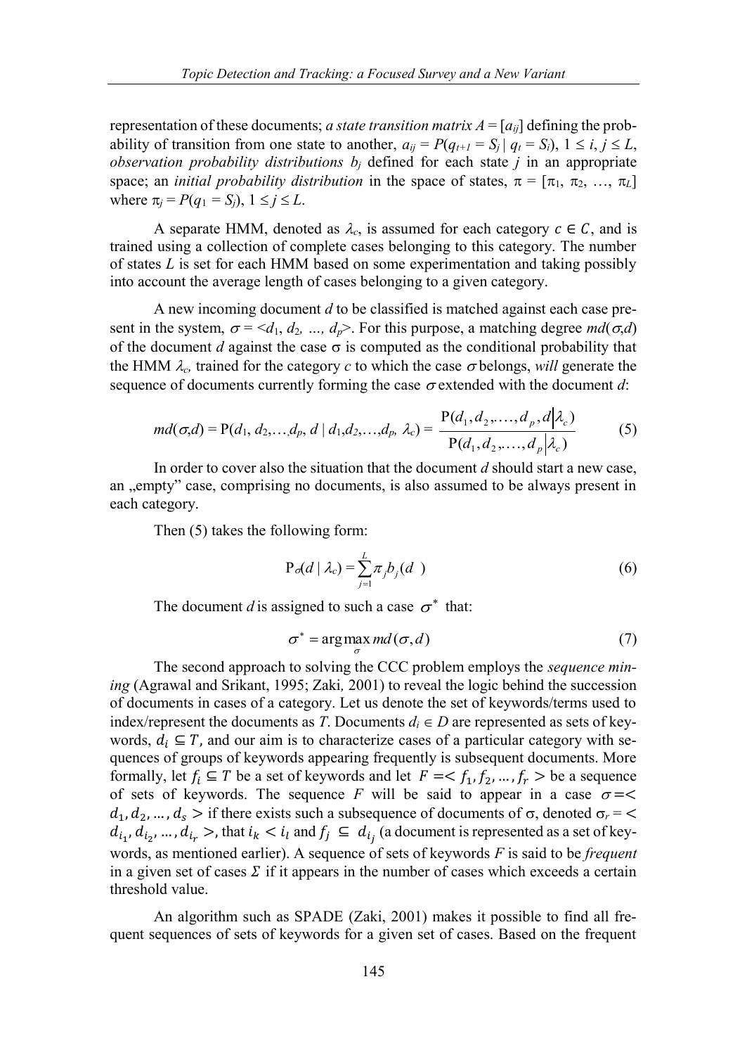representation of these documents; *a state transition matrix* $A = [a_{ij}]$ defining the probability of transition from one state to another, $a_{ij} = P(q_{t+1} = S_j \mid q_t = S_i)$, $1 \leq i, j \leq L$, *observation probability distributions* $b_j$ defined for each state $j$ in an appropriate space; an *initial probability distribution* in the space of states, $\pi = [\pi_1, \pi_2, \ldots, \pi_L]$ where $\pi_j = P(q_1 = S_j)$, $1 \leq j \leq L$.

A separate HMM, denoted as $\lambda_c$, is assumed for each category $c \in C$, and is trained using a collection of complete cases belonging to this category. The number of states $L$ is set for each HMM based on some experimentation and taking possibly into account the average length of cases belonging to a given category.

A new incoming document $d$ to be classified is matched against each case present in the system, $\sigma = \langle d_1, d_2, \ldots, d_p \rangle$. For this purpose, a matching degree $md(\sigma,d)$ of the document $d$ against the case $\sigma$ is computed as the conditional probability that the HMM $\lambda_c$, trained for the category $c$ to which the case $\sigma$ belongs, *will* generate the sequence of documents currently forming the case $\sigma$ extended with the document $d$:

$$md(\sigma,d) = \mathrm{P}(d_1, d_2, \ldots, d_p, d \mid d_1, d_2, \ldots, d_p, \lambda_c) = \frac{\mathrm{P}(d_1, d_2, \ldots, d_p, d \mid \lambda_c)}{\mathrm{P}(d_1, d_2, \ldots, d_p \mid \lambda_c)} \tag{5}$$

In order to cover also the situation that the document $d$ should start a new case, an „empty" case, comprising no documents, is also assumed to be always present in each category.

Then (5) takes the following form:

$$\mathrm{P}_\sigma(d \mid \lambda_c) = \sum_{j=1}^{L} \pi_j b_j(d) \tag{6}$$

The document $d$ is assigned to such a case $\sigma^*$ that:

$$\sigma^* = \arg\max_{\sigma} md(\sigma, d) \tag{7}$$

The second approach to solving the CCC problem employs the *sequence mining* (Agrawal and Srikant, 1995; Zaki, 2001) to reveal the logic behind the succession of documents in cases of a category. Let us denote the set of keywords/terms used to index/represent the documents as $T$. Documents $d_i \in D$ are represented as sets of keywords, $d_i \subseteq T$, and our aim is to characterize cases of a particular category with sequences of groups of keywords appearing frequently is subsequent documents. More formally, let $f_i \subseteq T$ be a set of keywords and let $F = \langle f_1, f_2, \ldots, f_r \rangle$ be a sequence of sets of keywords. The sequence $F$ will be said to appear in a case $\sigma = \langle d_1, d_2, \ldots, d_s \rangle$ if there exists such a subsequence of documents of $\sigma$, denoted $\sigma_r = \langle d_{i_1}, d_{i_2}, \ldots, d_{i_r} \rangle$, that $i_k < i_l$ and $f_j \subseteq d_{i_j}$ (a document is represented as a set of keywords, as mentioned earlier). A sequence of sets of keywords $F$ is said to be *frequent* in a given set of cases $\Sigma$ if it appears in the number of cases which exceeds a certain threshold value.

An algorithm such as SPADE (Zaki, 2001) makes it possible to find all frequent sequences of sets of keywords for a given set of cases. Based on the frequent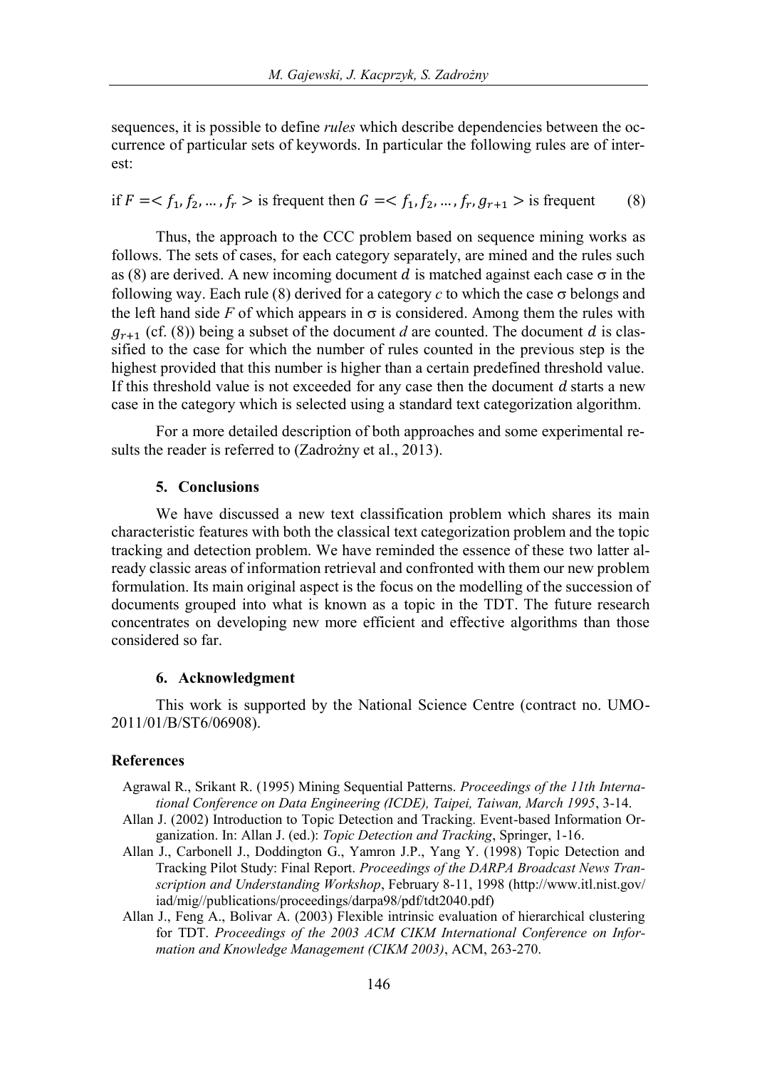sequences, it is possible to define *rules* which describe dependencies between the occurrence of particular sets of keywords. In particular the following rules are of interest:

$$\text{if } F = < f_1, f_2, \dots, f_r > \text{ is frequent then } G = < f_1, f_2, \dots, f_r, g_{r+1} > \text{ is frequent} \qquad (8)$$

Thus, the approach to the CCC problem based on sequence mining works as follows. The sets of cases, for each category separately, are mined and the rules such as (8) are derived. A new incoming document $d$ is matched against each case $\sigma$ in the following way. Each rule (8) derived for a category $c$ to which the case $\sigma$ belongs and the left hand side $F$ of which appears in $\sigma$ is considered. Among them the rules with $g_{r+1}$ (cf. (8)) being a subset of the document $d$ are counted. The document $d$ is classified to the case for which the number of rules counted in the previous step is the highest provided that this number is higher than a certain predefined threshold value. If this threshold value is not exceeded for any case then the document $d$ starts a new case in the category which is selected using a standard text categorization algorithm.

For a more detailed description of both approaches and some experimental results the reader is referred to (Zadrożny et al., 2013).

## 5. Conclusions

We have discussed a new text classification problem which shares its main characteristic features with both the classical text categorization problem and the topic tracking and detection problem. We have reminded the essence of these two latter already classic areas of information retrieval and confronted with them our new problem formulation. Its main original aspect is the focus on the modelling of the succession of documents grouped into what is known as a topic in the TDT. The future research concentrates on developing new more efficient and effective algorithms than those considered so far.

## 6. Acknowledgment

This work is supported by the National Science Centre (contract no. UMO-2011/01/B/ST6/06908).

## References

Agrawal R., Srikant R. (1995) Mining Sequential Patterns. *Proceedings of the 11th International Conference on Data Engineering (ICDE), Taipei, Taiwan, March 1995*, 3-14.

Allan J. (2002) Introduction to Topic Detection and Tracking. Event-based Information Organization. In: Allan J. (ed.): *Topic Detection and Tracking*, Springer, 1-16.

Allan J., Carbonell J., Doddington G., Yamron J.P., Yang Y. (1998) Topic Detection and Tracking Pilot Study: Final Report. *Proceedings of the DARPA Broadcast News Transcription and Understanding Workshop*, February 8-11, 1998 (http://www.itl.nist.gov/iad/mig//publications/proceedings/darpa98/pdf/tdt2040.pdf)

Allan J., Feng A., Bolivar A. (2003) Flexible intrinsic evaluation of hierarchical clustering for TDT. *Proceedings of the 2003 ACM CIKM International Conference on Information and Knowledge Management (CIKM 2003)*, ACM, 263-270.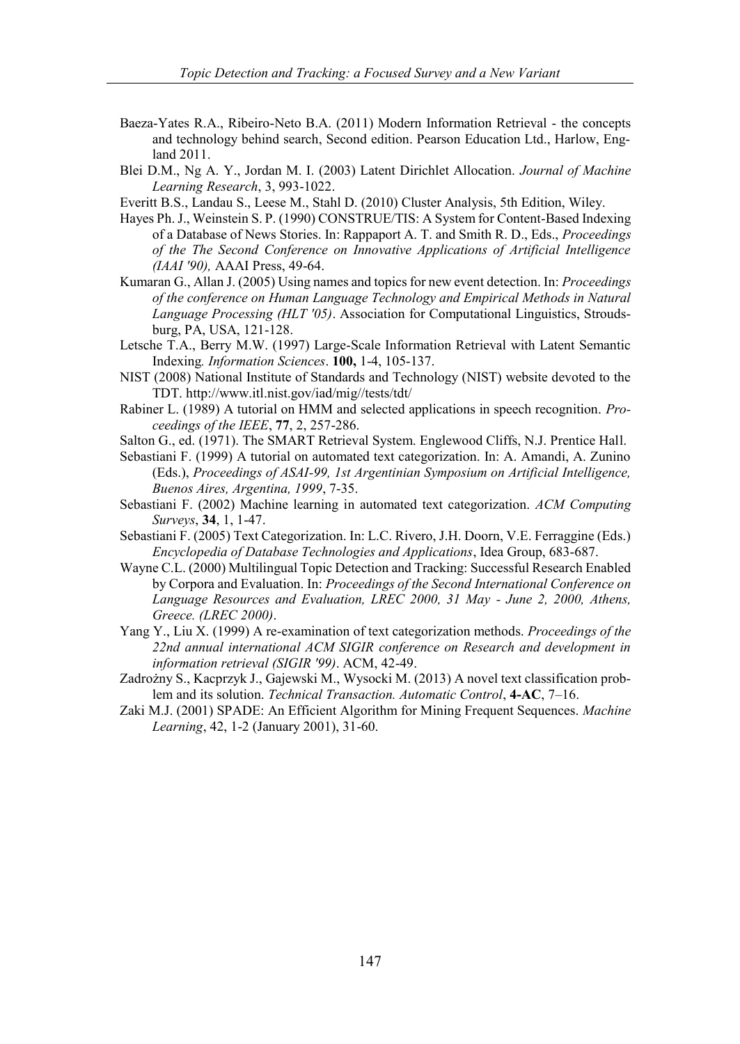Baeza-Yates R.A., Ribeiro-Neto B.A. (2011) Modern Information Retrieval - the concepts and technology behind search, Second edition. Pearson Education Ltd., Harlow, England 2011.

Blei D.M., Ng A. Y., Jordan M. I. (2003) Latent Dirichlet Allocation. *Journal of Machine Learning Research*, 3, 993-1022.

Everitt B.S., Landau S., Leese M., Stahl D. (2010) Cluster Analysis, 5th Edition, Wiley.

Hayes Ph. J., Weinstein S. P. (1990) CONSTRUE/TIS: A System for Content-Based Indexing of a Database of News Stories. In: Rappaport A. T. and Smith R. D., Eds., *Proceedings of the The Second Conference on Innovative Applications of Artificial Intelligence (IAAI '90),* AAAI Press, 49-64.

Kumaran G., Allan J. (2005) Using names and topics for new event detection. In: *Proceedings of the conference on Human Language Technology and Empirical Methods in Natural Language Processing (HLT '05)*. Association for Computational Linguistics, Stroudsburg, PA, USA, 121-128.

Letsche T.A., Berry M.W. (1997) Large-Scale Information Retrieval with Latent Semantic Indexing*. Information Sciences*. **100,** 1-4, 105-137.

NIST (2008) National Institute of Standards and Technology (NIST) website devoted to the TDT. http://www.itl.nist.gov/iad/mig//tests/tdt/

Rabiner L. (1989) A tutorial on HMM and selected applications in speech recognition. *Proceedings of the IEEE*, **77**, 2, 257-286.

Salton G., ed. (1971). The SMART Retrieval System. Englewood Cliffs, N.J. Prentice Hall.

Sebastiani F. (1999) A tutorial on automated text categorization. In: A. Amandi, A. Zunino (Eds.), *Proceedings of ASAI-99, 1st Argentinian Symposium on Artificial Intelligence, Buenos Aires, Argentina, 1999*, 7-35.

Sebastiani F. (2002) Machine learning in automated text categorization. *ACM Computing Surveys*, **34**, 1, 1-47.

Sebastiani F. (2005) Text Categorization. In: L.C. Rivero, J.H. Doorn, V.E. Ferraggine (Eds.) *Encyclopedia of Database Technologies and Applications*, Idea Group, 683-687.

Wayne C.L. (2000) Multilingual Topic Detection and Tracking: Successful Research Enabled by Corpora and Evaluation. In: *Proceedings of the Second International Conference on Language Resources and Evaluation, LREC 2000, 31 May - June 2, 2000, Athens, Greece. (LREC 2000)*.

Yang Y., Liu X. (1999) A re-examination of text categorization methods. *Proceedings of the 22nd annual international ACM SIGIR conference on Research and development in information retrieval (SIGIR '99)*. ACM, 42-49.

Zadrożny S., Kacprzyk J., Gajewski M., Wysocki M. (2013) A novel text classification problem and its solution. *Technical Transaction. Automatic Control*, **4-AC**, 7–16.

Zaki M.J. (2001) SPADE: An Efficient Algorithm for Mining Frequent Sequences. *Machine Learning*, 42, 1-2 (January 2001), 31-60.